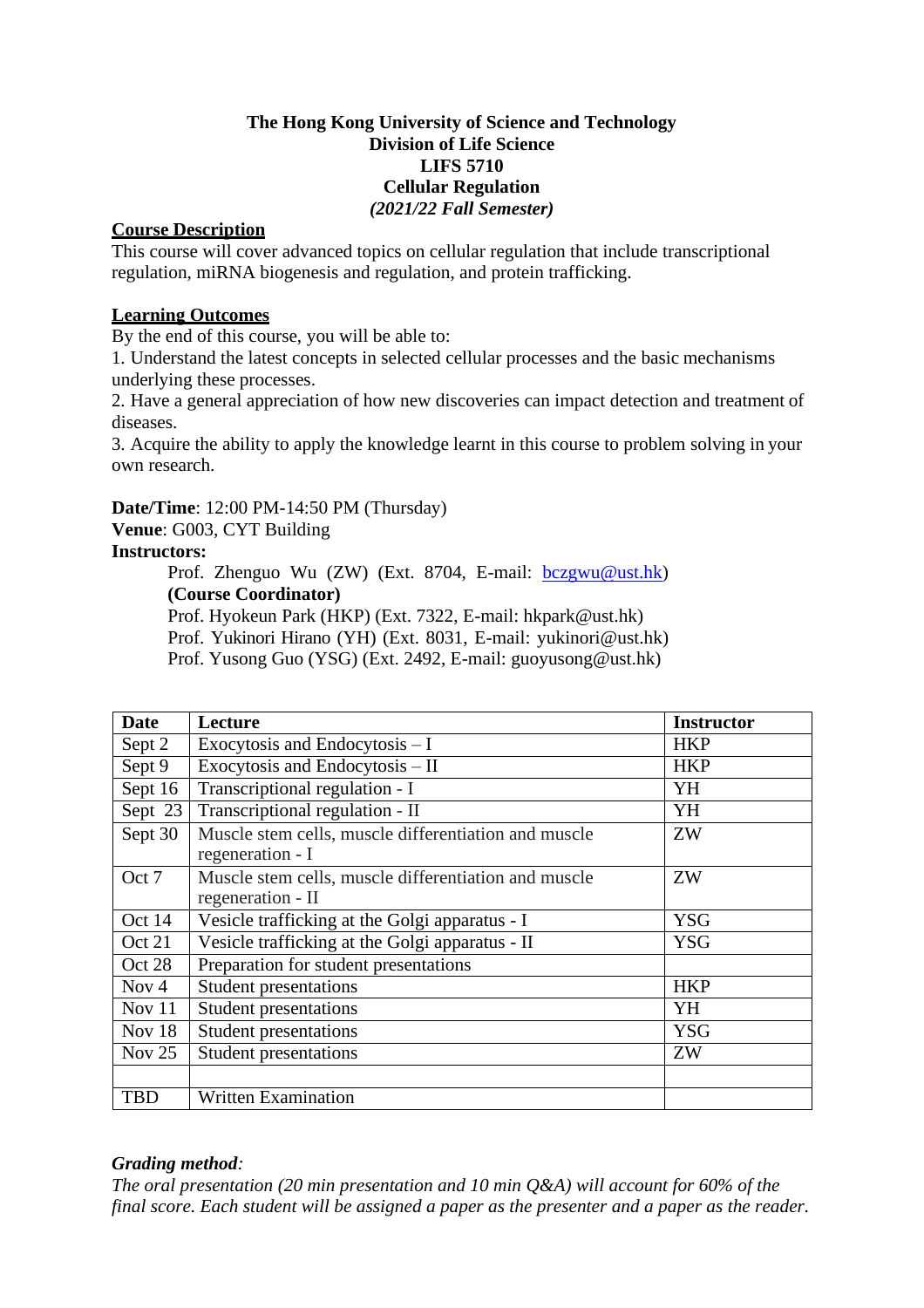**The Hong Kong University of Science and Technology**
**Division of Life Science**
**LIFS 5710**
**Cellular Regulation**
***(2021/22 Fall Semester)***

## Course Description

This course will cover advanced topics on cellular regulation that include transcriptional regulation, miRNA biogenesis and regulation, and protein trafficking.

## Learning Outcomes

By the end of this course, you will be able to:

1. Understand the latest concepts in selected cellular processes and the basic mechanisms underlying these processes.
2. Have a general appreciation of how new discoveries can impact detection and treatment of diseases.
3. Acquire the ability to apply the knowledge learnt in this course to problem solving in your own research.

**Date/Time**: 12:00 PM-14:50 PM (Thursday)
**Venue**: G003, CYT Building
**Instructors:**

Prof. Zhenguo Wu (ZW) (Ext. 8704, E-mail: bczgwu@ust.hk) **(Course Coordinator)**
Prof. Hyokeun Park (HKP) (Ext. 7322, E-mail: hkpark@ust.hk)
Prof. Yukinori Hirano (YH) (Ext. 8031, E-mail: yukinori@ust.hk)
Prof. Yusong Guo (YSG) (Ext. 2492, E-mail: guoyusong@ust.hk)

| Date | Lecture | Instructor |
|---|---|---|
| Sept 2 | Exocytosis and Endocytosis – I | HKP |
| Sept 9 | Exocytosis and Endocytosis – II | HKP |
| Sept 16 | Transcriptional regulation - I | YH |
| Sept 23 | Transcriptional regulation - II | YH |
| Sept 30 | Muscle stem cells, muscle differentiation and muscle regeneration - I | ZW |
| Oct 7 | Muscle stem cells, muscle differentiation and muscle regeneration - II | ZW |
| Oct 14 | Vesicle trafficking at the Golgi apparatus - I | YSG |
| Oct 21 | Vesicle trafficking at the Golgi apparatus - II | YSG |
| Oct 28 | Preparation for student presentations | |
| Nov 4 | Student presentations | HKP |
| Nov 11 | Student presentations | YH |
| Nov 18 | Student presentations | YSG |
| Nov 25 | Student presentations | ZW |
| | | |
| TBD | Written Examination | |

***Grading method**:*

*The oral presentation (20 min presentation and 10 min Q&A) will account for 60% of the final score. Each student will be assigned a paper as the presenter and a paper as the reader.*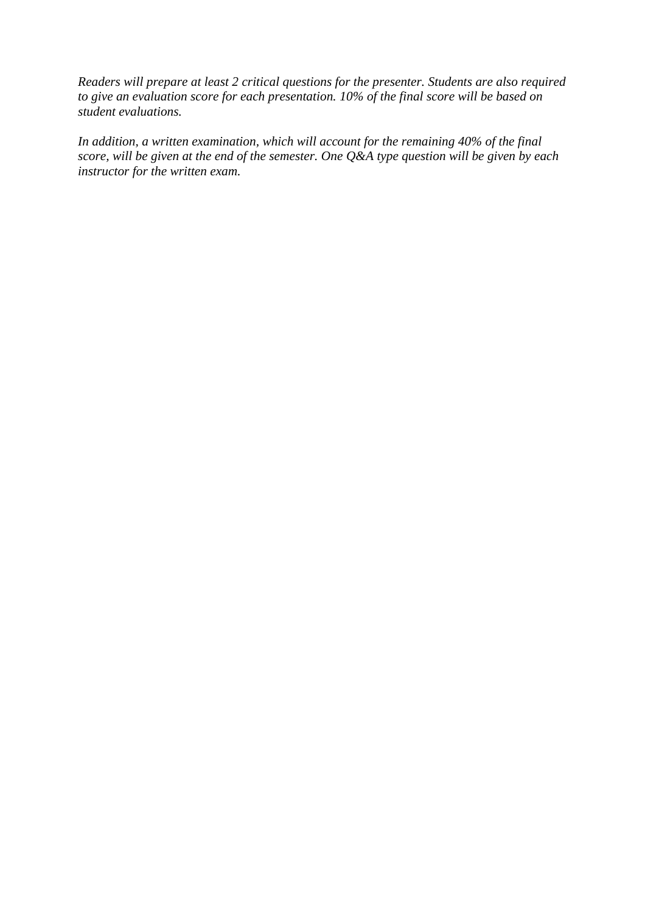*Readers will prepare at least 2 critical questions for the presenter. Students are also required to give an evaluation score for each presentation. 10% of the final score will be based on student evaluations.*

*In addition, a written examination, which will account for the remaining 40% of the final score, will be given at the end of the semester. One Q&A type question will be given by each instructor for the written exam.*